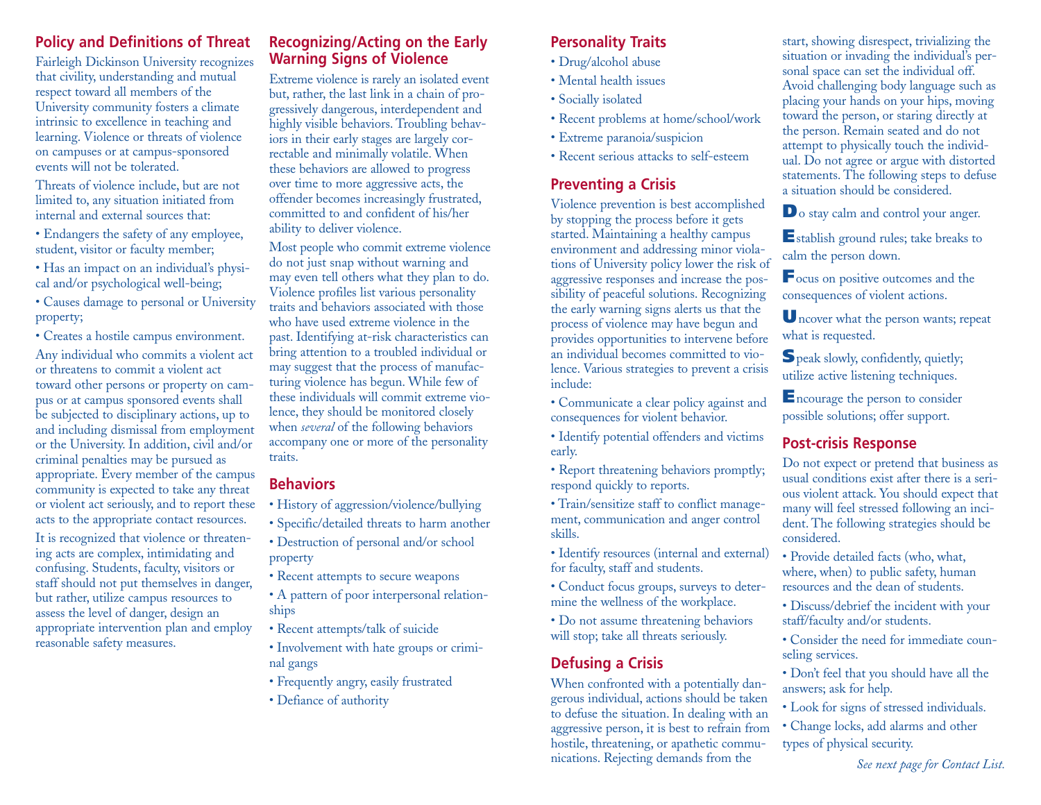## Policy and Definitions of Threat

Fairleigh Dickinson University recognizes that civility, understanding and mutual respect toward all members of the University community fosters a climate intrinsic to excellence in teaching and learning. Violence or threats of violence on campuses or at campus-sponsored events will not be tolerated.

Threats of violence include, but are not limited to, any situation initiated from internal and external sources that:

- Endangers the safety of any employee, student, visitor or faculty member;
- Has an impact on an individual's physical and/or psychological well-being;
- Causes damage to personal or University property;
- Creates a hostile campus environment.

Any individual who commits a violent act or threatens to commit a violent act toward other persons or property on campus or at campus sponsored events shall be subjected to disciplinary actions, up to and including dismissal from employment or the University. In addition, civil and/or criminal penalties may be pursued as appropriate. Every member of the campus community is expected to take any threat or violent act seriously, and to report these acts to the appropriate contact resources.

It is recognized that violence or threatening acts are complex, intimidating and confusing. Students, faculty, visitors or staff should not put themselves in danger, but rather, utilize campus resources to assess the level of danger, design an appropriate intervention plan and employ reasonable safety measures.

## Recognizing/Acting on the Early Warning Signs of Violence

Extreme violence is rarely an isolated event but, rather, the last link in a chain of progressively dangerous, interdependent and highly visible behaviors. Troubling behaviors in their early stages are largely correctable and minimally volatile. When these behaviors are allowed to progress over time to more aggressive acts, the offender becomes increasingly frustrated, committed to and confident of his/her ability to deliver violence.

Most people who commit extreme violence do not just snap without warning and may even tell others what they plan to do. Violence profiles list various personality traits and behaviors associated with those who have used extreme violence in the past. Identifying at-risk characteristics can bring attention to a troubled individual or may suggest that the process of manufacturing violence has begun. While few of these individuals will commit extreme violence, they should be monitored closely when *several* of the following behaviors accompany one or more of the personality traits.

## Behaviors

- History of aggression/violence/bullying
- Specific/detailed threats to harm another
- Destruction of personal and/or school property
- Recent attempts to secure weapons
- A pattern of poor interpersonal relationships
- Recent attempts/talk of suicide
- Involvement with hate groups or criminal gangs
- Frequently angry, easily frustrated
- Defiance of authority

## Personality Traits

- Drug/alcohol abuse
- Mental health issues
- Socially isolated
- Recent problems at home/school/work
- Extreme paranoia/suspicion
- Recent serious attacks to self-esteem

## Preventing a Crisis

Violence prevention is best accomplished by stopping the process before it gets started. Maintaining a healthy campus environment and addressing minor violations of University policy lower the risk of aggressive responses and increase the possibility of peaceful solutions. Recognizing the early warning signs alerts us that the process of violence may have begun and provides opportunities to intervene before an individual becomes committed to violence. Various strategies to prevent a crisis include:

- Communicate a clear policy against and consequences for violent behavior.
- Identify potential offenders and victims early.
- Report threatening behaviors promptly; respond quickly to reports.
- Train/sensitize staff to conflict management, communication and anger control skills.
- Identify resources (internal and external) for faculty, staff and students.
- Conduct focus groups, surveys to determine the wellness of the workplace.
- Do not assume threatening behaviors will stop; take all threats seriously.

## Defusing a Crisis

When confronted with a potentially dangerous individual, actions should be taken to defuse the situation. In dealing with an aggressive person, it is best to refrain from hostile, threatening, or apathetic communications. Rejecting demands from the start, showing disrespect, trivializing the situation or invading the individual's personal space can set the individual off. Avoid challenging body language such as placing your hands on your hips, moving toward the person, or staring directly at the person. Remain seated and do not attempt to physically touch the individual. Do not agree or argue with distorted statements. The following steps to defuse a situation should be considered.

**D**o stay calm and control your anger.

**E**stablish ground rules; take breaks to calm the person down.

**F**ocus on positive outcomes and the consequences of violent actions.

**U**ncover what the person wants; repeat what is requested.

**S**peak slowly, confidently, quietly; utilize active listening techniques.

**E**ncourage the person to consider possible solutions; offer support.

## Post-crisis Response

Do not expect or pretend that business as usual conditions exist after there is a serious violent attack. You should expect that many will feel stressed following an incident. The following strategies should be considered.

- Provide detailed facts (who, what, where, when) to public safety, human resources and the dean of students.
- Discuss/debrief the incident with your staff/faculty and/or students.
- Consider the need for immediate counseling services.
- Don't feel that you should have all the answers; ask for help.
- Look for signs of stressed individuals.
- Change locks, add alarms and other types of physical security.

*See next page for Contact List.*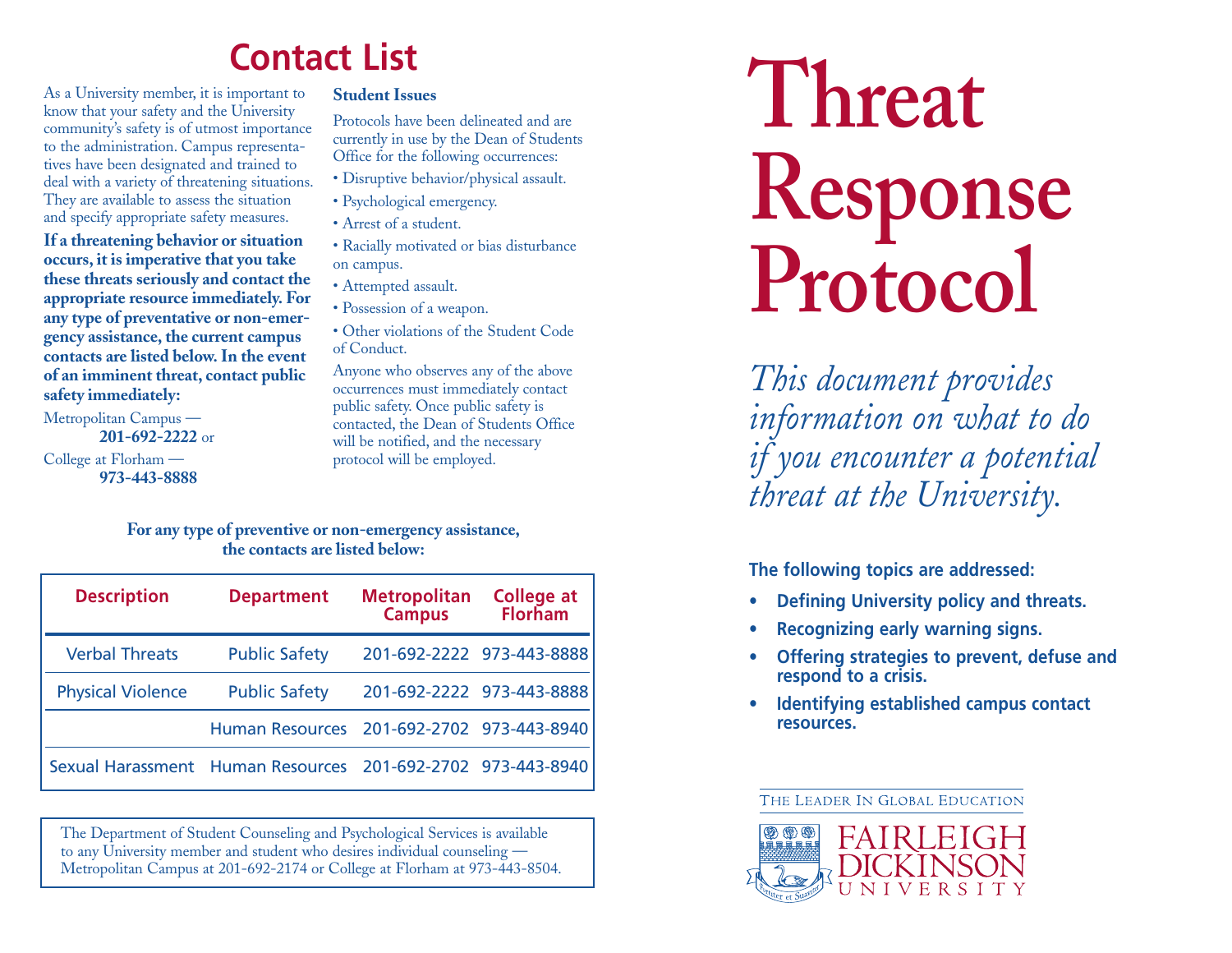## Contact List

As a University member, it is important to know that your safety and the University community's safety is of utmost importance to the administration. Campus representatives have been designated and trained to deal with a variety of threatening situations. They are available to assess the situation and specify appropriate safety measures.

**If a threatening behavior or situation occurs, it is imperative that you take these threats seriously and contact the appropriate resource immediately. For any type of preventative or non-emergency assistance, the current campus contacts are listed below. In the event of an imminent threat, contact public safety immediately:**

Metropolitan Campus — **201-692-2222** or

College at Florham — **973-443-8888**

### Student Issues

Protocols have been delineated and are currently in use by the Dean of Students Office for the following occurrences:

- Disruptive behavior/physical assault.
- Psychological emergency.
- Arrest of a student.
- Racially motivated or bias disturbance on campus.
- Attempted assault.
- Possession of a weapon.
- Other violations of the Student Code of Conduct.

Anyone who observes any of the above occurrences must immediately contact public safety. Once public safety is contacted, the Dean of Students Office will be notified, and the necessary protocol will be employed.

**For any type of preventive or non-emergency assistance, the contacts are listed below:**

| Description | Department | Metropolitan Campus | College at Florham |
|---|---|---|---|
| Verbal Threats | Public Safety | 201-692-2222 | 973-443-8888 |
| Physical Violence | Public Safety | 201-692-2222 | 973-443-8888 |
| | Human Resources | 201-692-2702 | 973-443-8940 |
| Sexual Harassment | Human Resources | 201-692-2702 | 973-443-8940 |

The Department of Student Counseling and Psychological Services is available to any University member and student who desires individual counseling — Metropolitan Campus at 201-692-2174 or College at Florham at 973-443-8504.

# Threat Response Protocol

*This document provides information on what to do if you encounter a potential threat at the University.*

**The following topics are addressed:**

- **Defining University policy and threats.**
- **Recognizing early warning signs.**
- **Offering strategies to prevent, defuse and respond to a crisis.**
- **Identifying established campus contact resources.**

The Leader In Global Education

Fairleigh Dickinson University